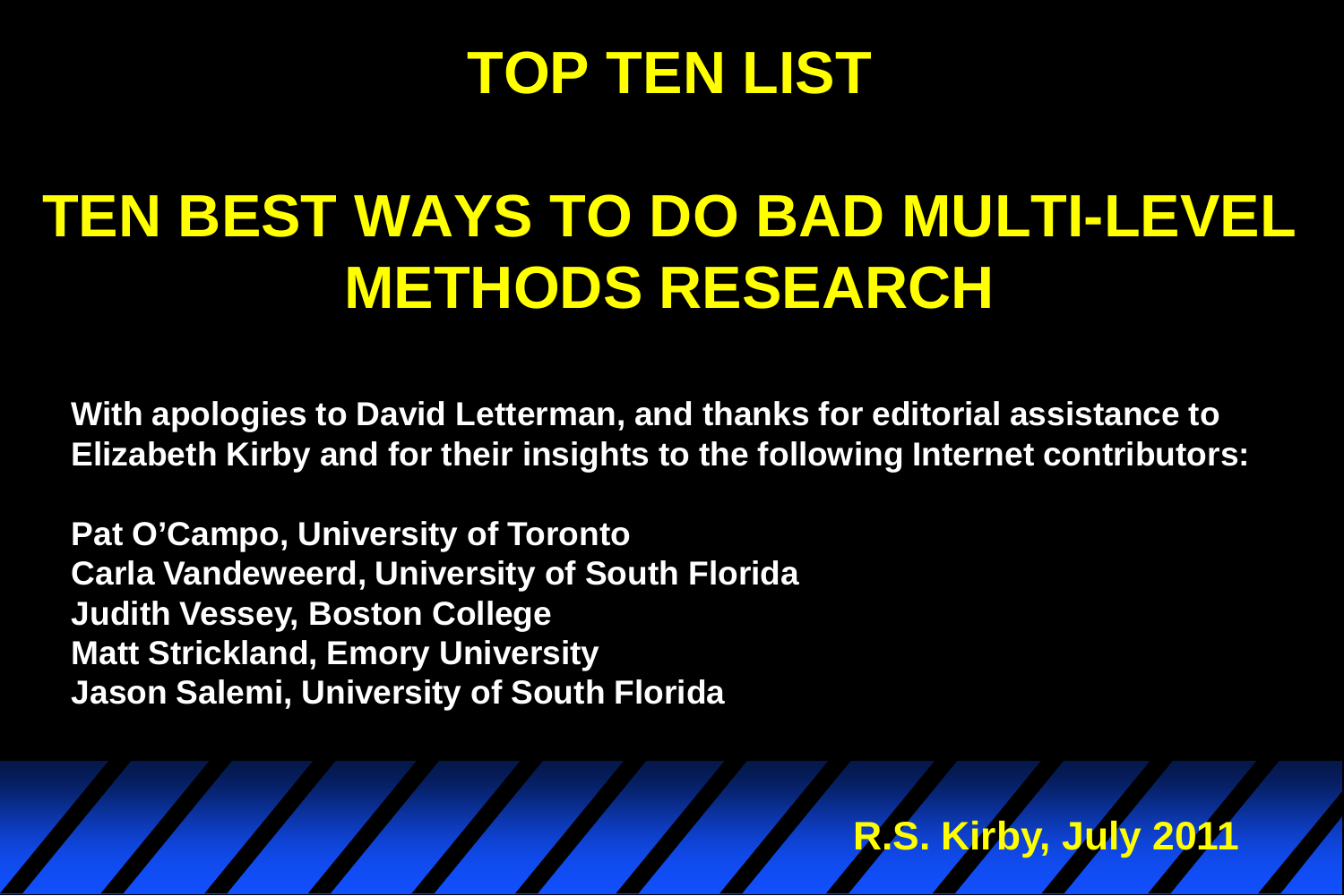# TOP TEN LIST

# TEN BEST WAYS TO DO BAD MULTI-LEVEL METHODS RESEARCH

**With apologies to David Letterman, and thanks for editorial assistance to Elizabeth Kirby and for their insights to the following Internet contributors:**

**Pat O'Campo, University of Toronto**
**Carla Vandeweerd, University of South Florida**
**Judith Vessey, Boston College**
**Matt Strickland, Emory University**
**Jason Salemi, University of South Florida**

**R.S. Kirby, July 2011**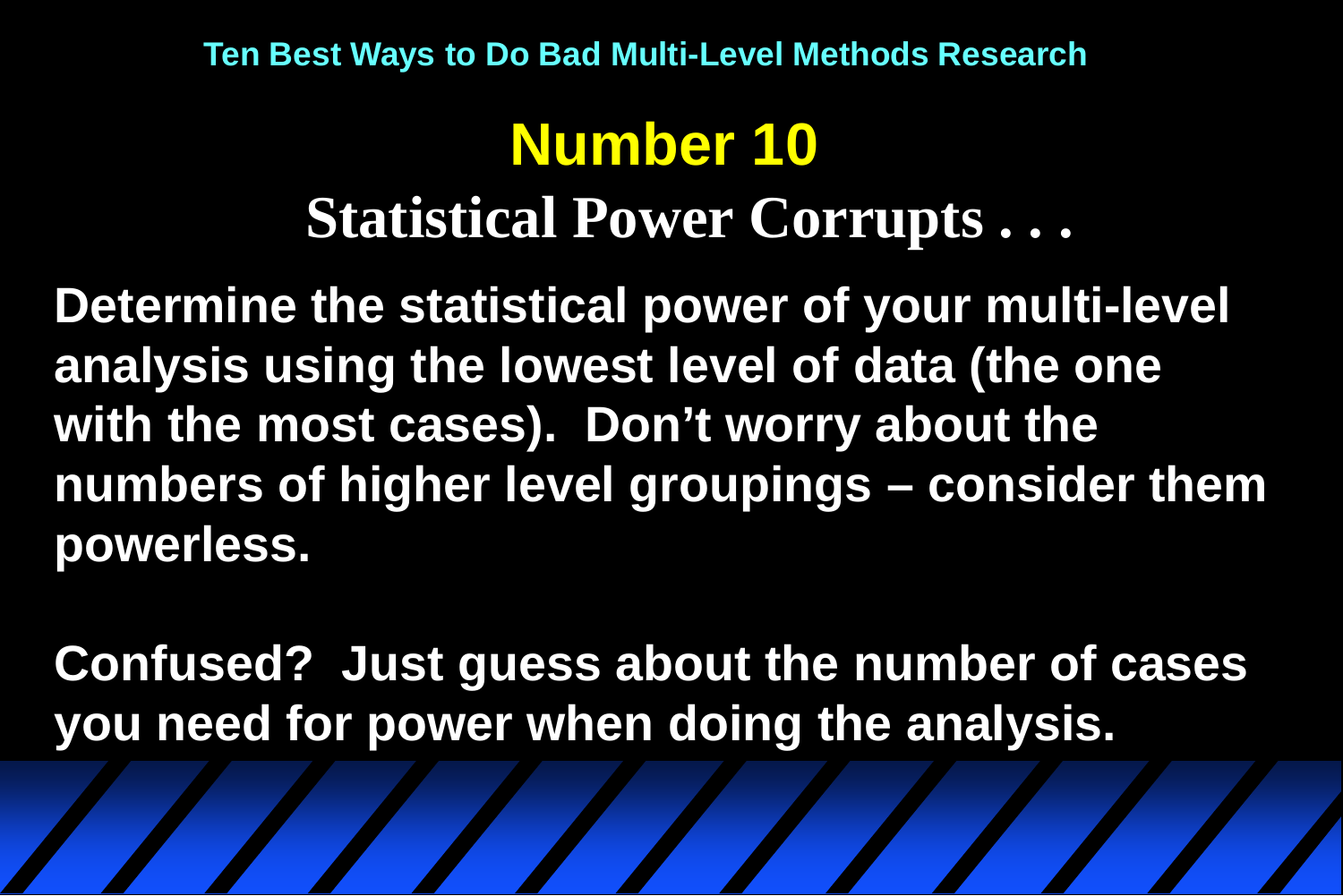Ten Best Ways to Do Bad Multi-Level Methods Research

# Number 10

## Statistical Power Corrupts . . .

**Determine the statistical power of your multi-level analysis using the lowest level of data (the one with the most cases). Don't worry about the numbers of higher level groupings – consider them powerless.**

**Confused? Just guess about the number of cases you need for power when doing the analysis.**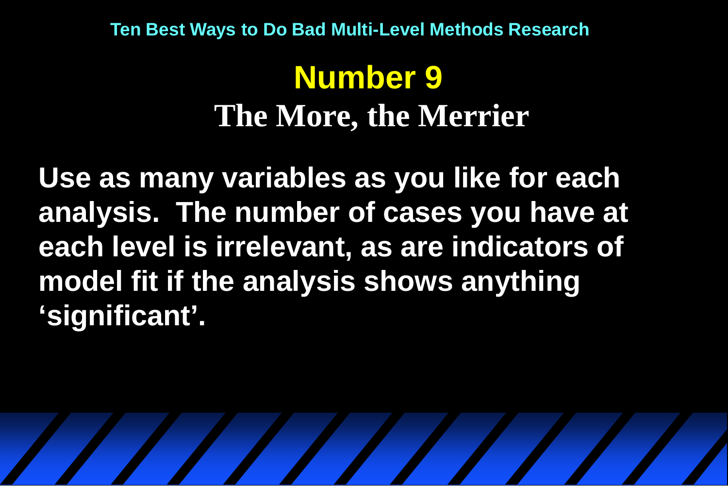Ten Best Ways to Do Bad Multi-Level Methods Research

# Number 9

## The More, the Merrier

**Use as many variables as you like for each analysis. The number of cases you have at each level is irrelevant, as are indicators of model fit if the analysis shows anything 'significant'.**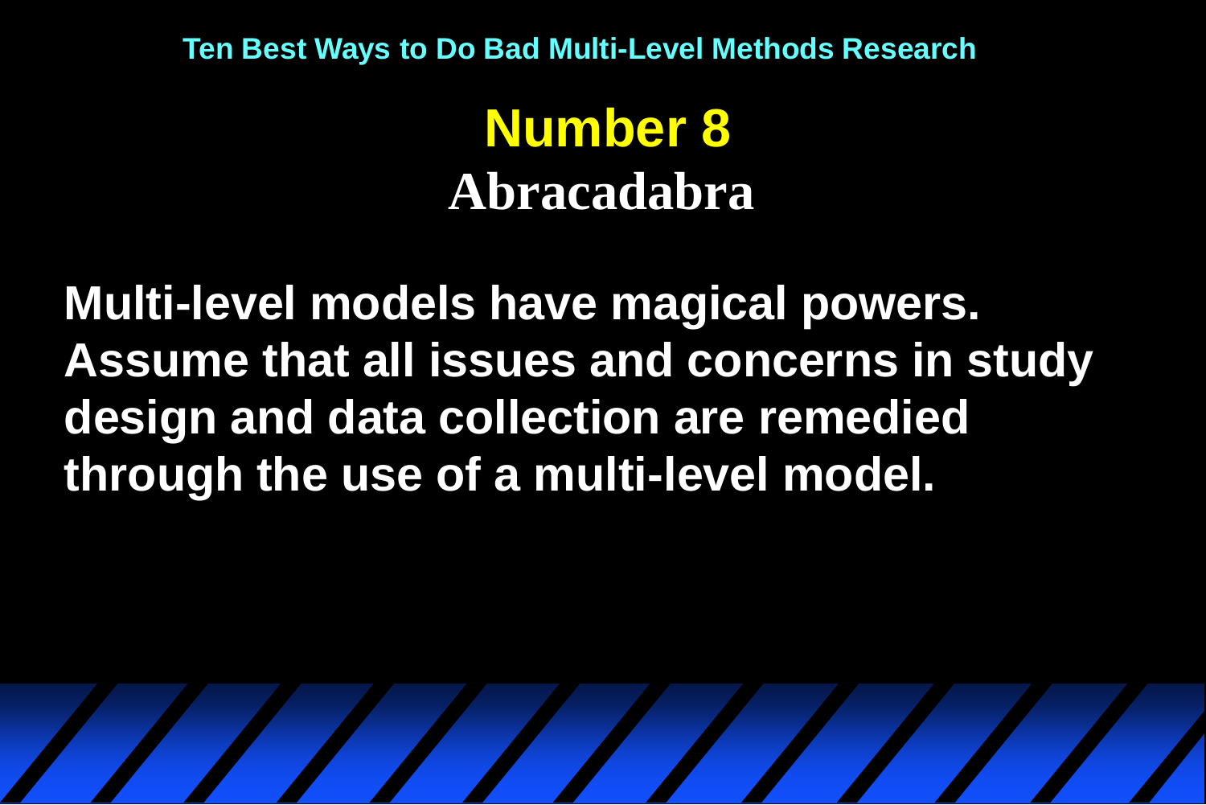# Number 8

## Abracadabra

**Multi-level models have magical powers. Assume that all issues and concerns in study design and data collection are remedied through the use of a multi-level model.**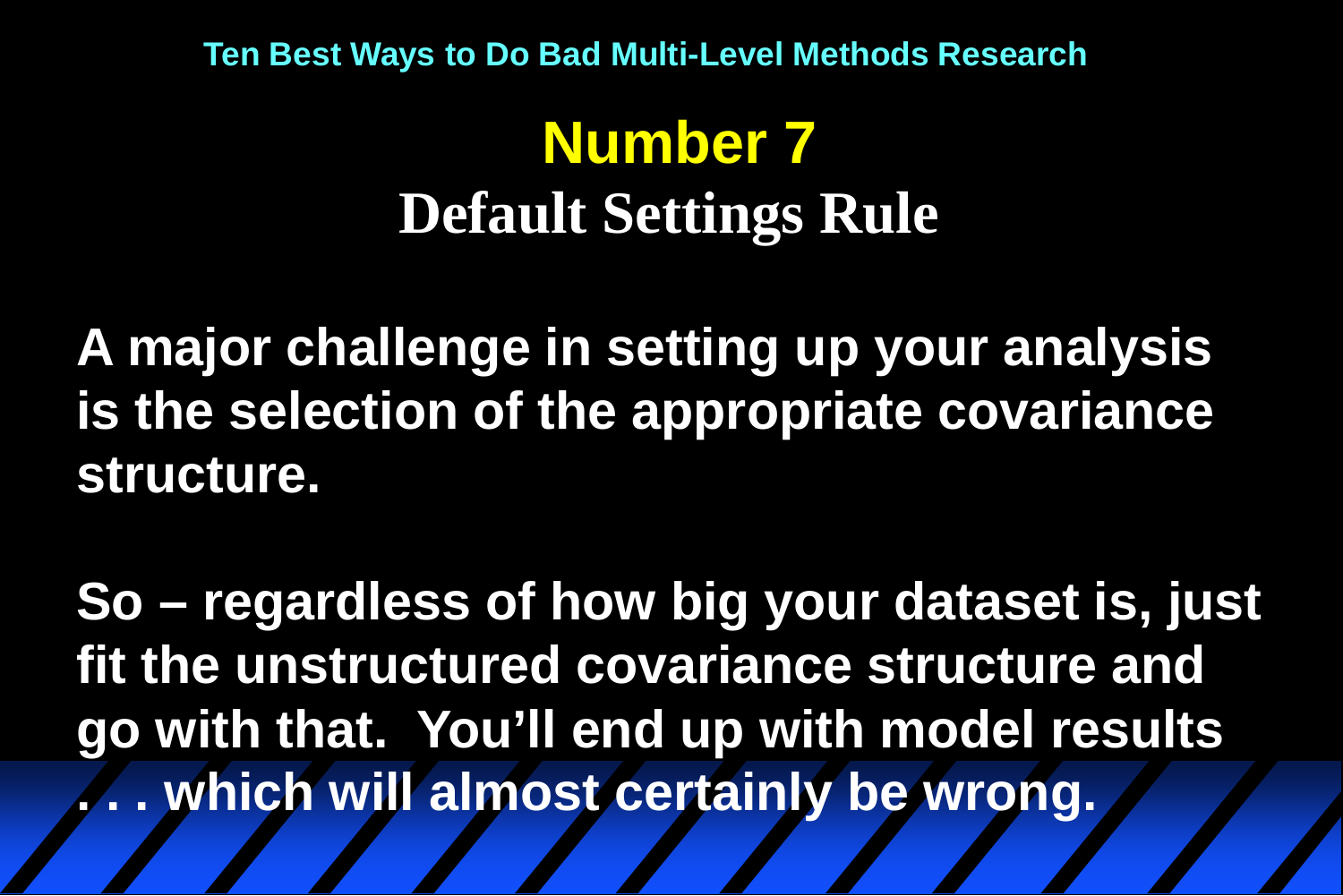Ten Best Ways to Do Bad Multi-Level Methods Research

# Number 7

## Default Settings Rule

**A major challenge in setting up your analysis is the selection of the appropriate covariance structure.**

**So – regardless of how big your dataset is, just fit the unstructured covariance structure and go with that. You'll end up with model results . . . which will almost certainly be wrong.**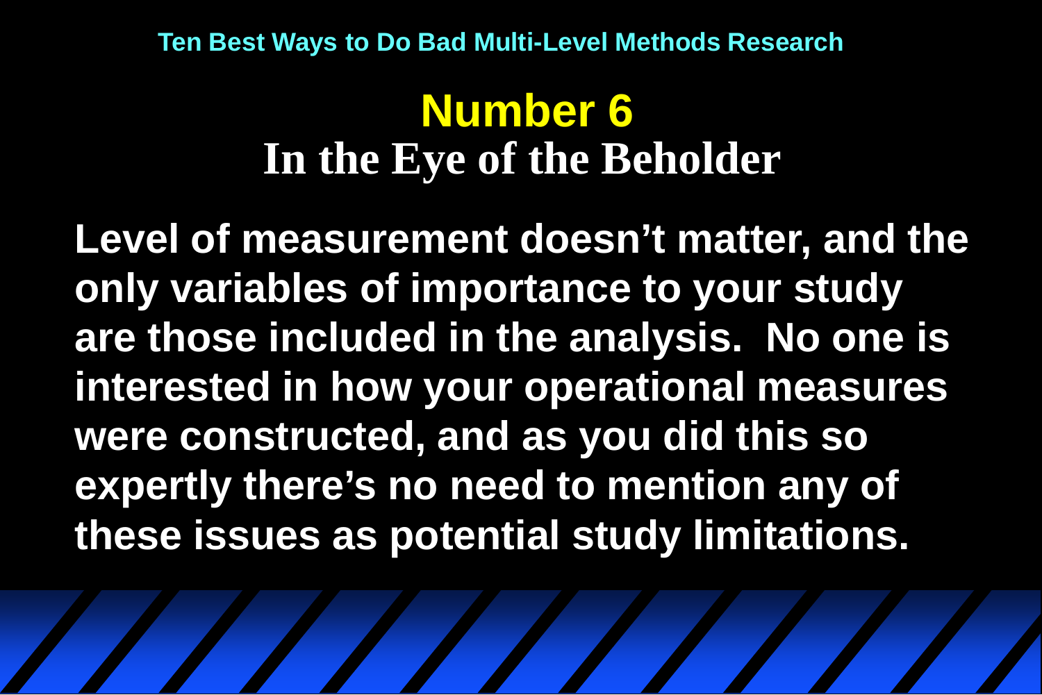Ten Best Ways to Do Bad Multi-Level Methods Research

# Number 6

## In the Eye of the Beholder

**Level of measurement doesn't matter, and the only variables of importance to your study are those included in the analysis. No one is interested in how your operational measures were constructed, and as you did this so expertly there's no need to mention any of these issues as potential study limitations.**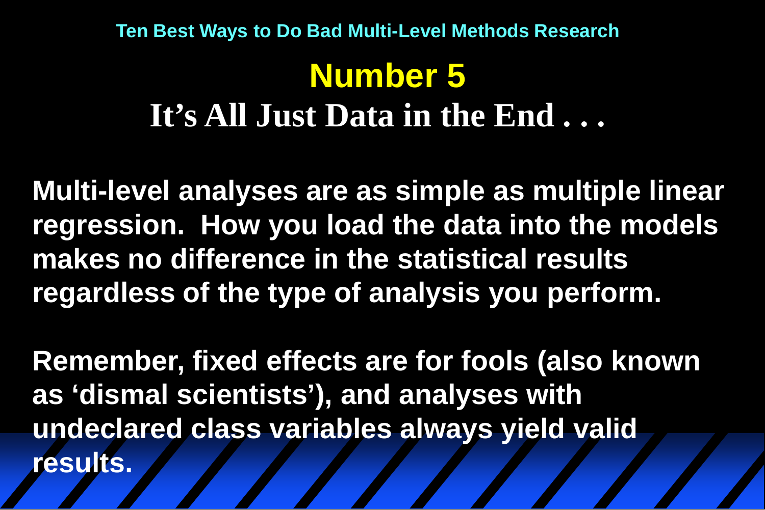Ten Best Ways to Do Bad Multi-Level Methods Research

# Number 5

## It's All Just Data in the End . . .

**Multi-level analyses are as simple as multiple linear regression. How you load the data into the models makes no difference in the statistical results regardless of the type of analysis you perform.**

**Remember, fixed effects are for fools (also known as 'dismal scientists'), and analyses with undeclared class variables always yield valid results.**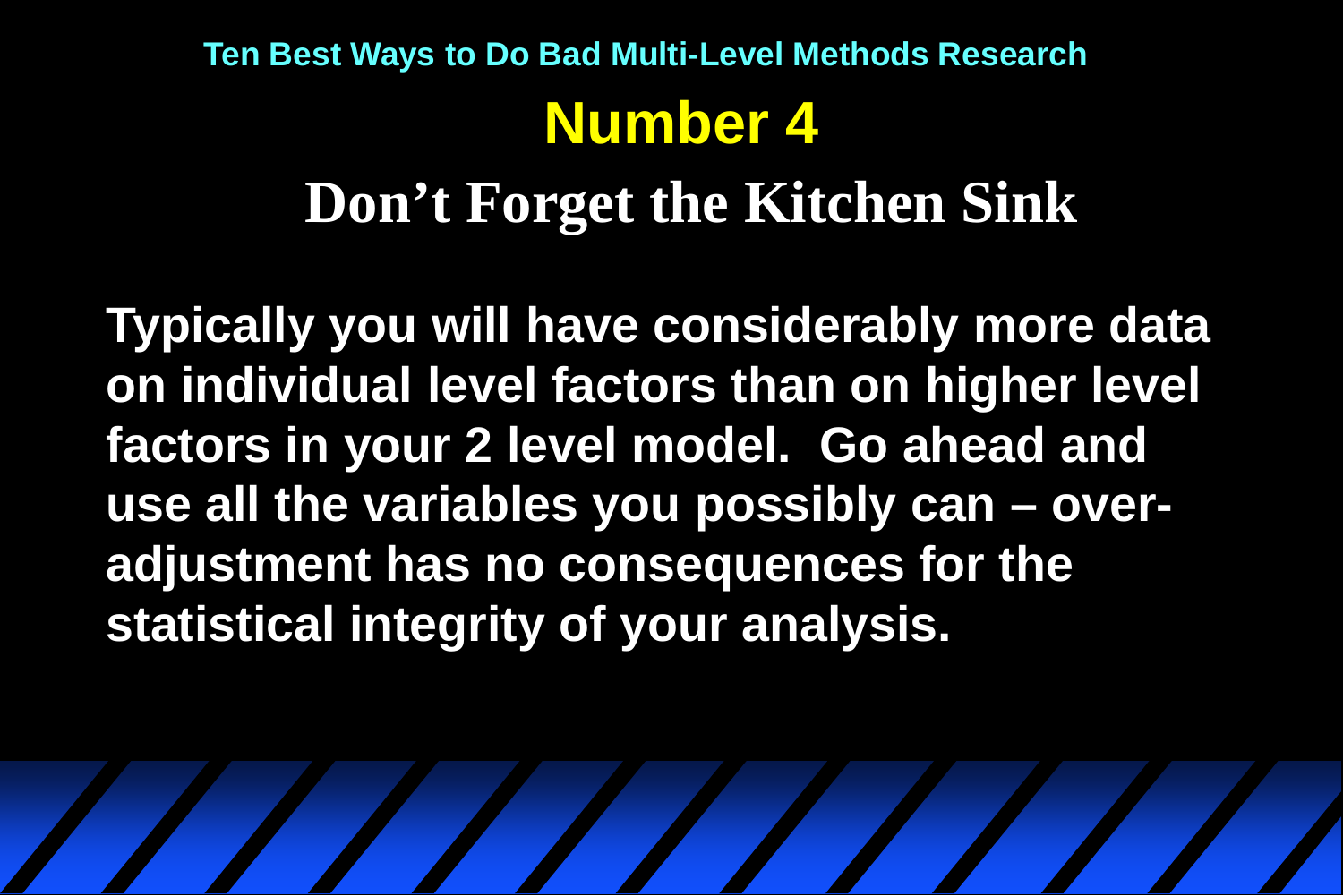Ten Best Ways to Do Bad Multi-Level Methods Research

# Number 4

## Don’t Forget the Kitchen Sink

**Typically you will have considerably more data on individual level factors than on higher level factors in your 2 level model. Go ahead and use all the variables you possibly can – over-adjustment has no consequences for the statistical integrity of your analysis.**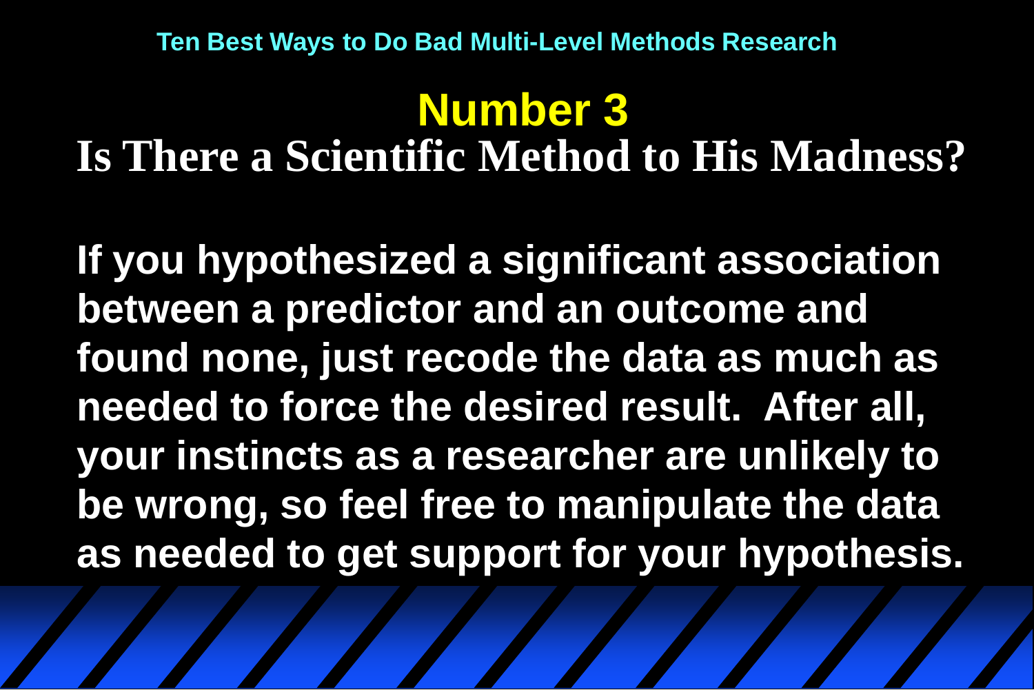Ten Best Ways to Do Bad Multi-Level Methods Research

# Number 3

## Is There a Scientific Method to His Madness?

**If you hypothesized a significant association between a predictor and an outcome and found none, just recode the data as much as needed to force the desired result. After all, your instincts as a researcher are unlikely to be wrong, so feel free to manipulate the data as needed to get support for your hypothesis.**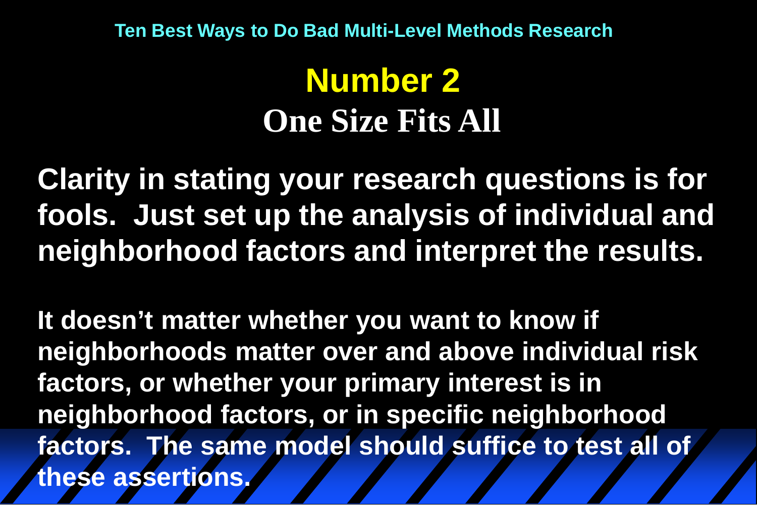Ten Best Ways to Do Bad Multi-Level Methods Research

# Number 2

## One Size Fits All

**Clarity in stating your research questions is for fools. Just set up the analysis of individual and neighborhood factors and interpret the results.**

**It doesn't matter whether you want to know if neighborhoods matter over and above individual risk factors, or whether your primary interest is in neighborhood factors, or in specific neighborhood factors. The same model should suffice to test all of these assertions.**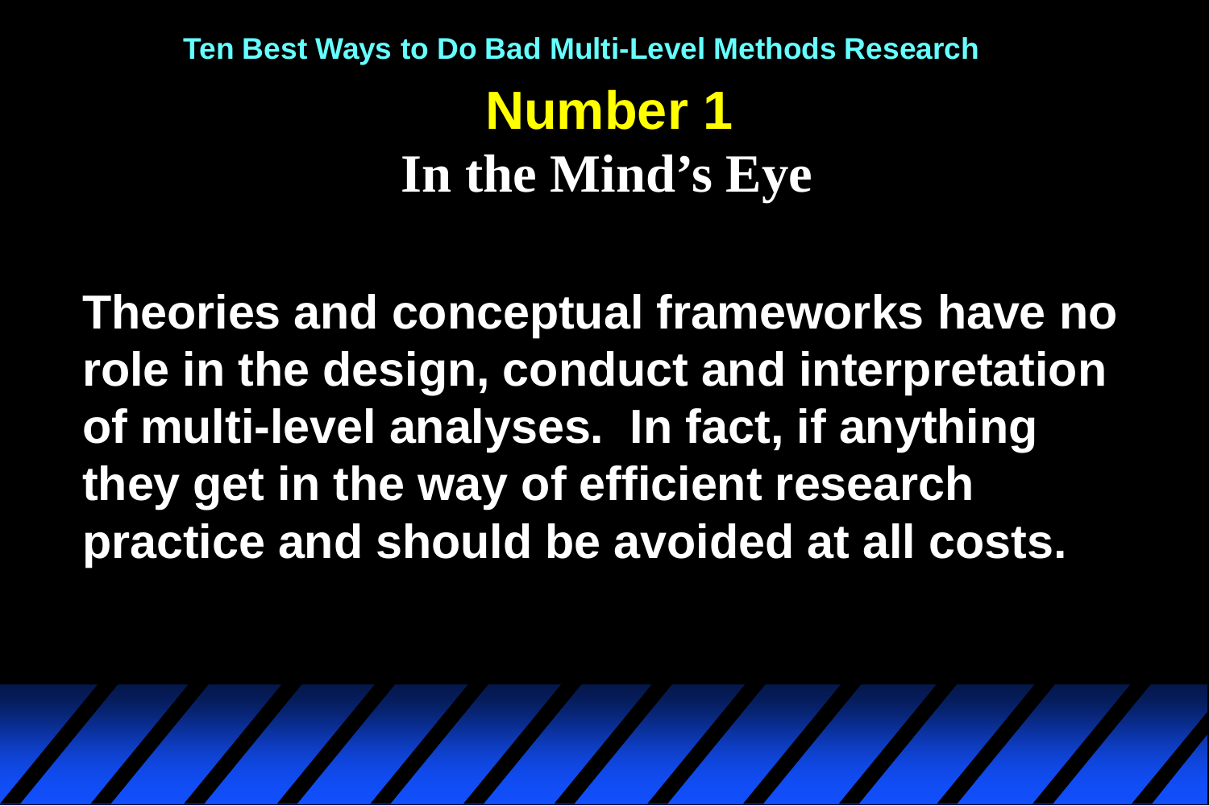Ten Best Ways to Do Bad Multi-Level Methods Research

# Number 1

## In the Mind's Eye

**Theories and conceptual frameworks have no role in the design, conduct and interpretation of multi-level analyses. In fact, if anything they get in the way of efficient research practice and should be avoided at all costs.**